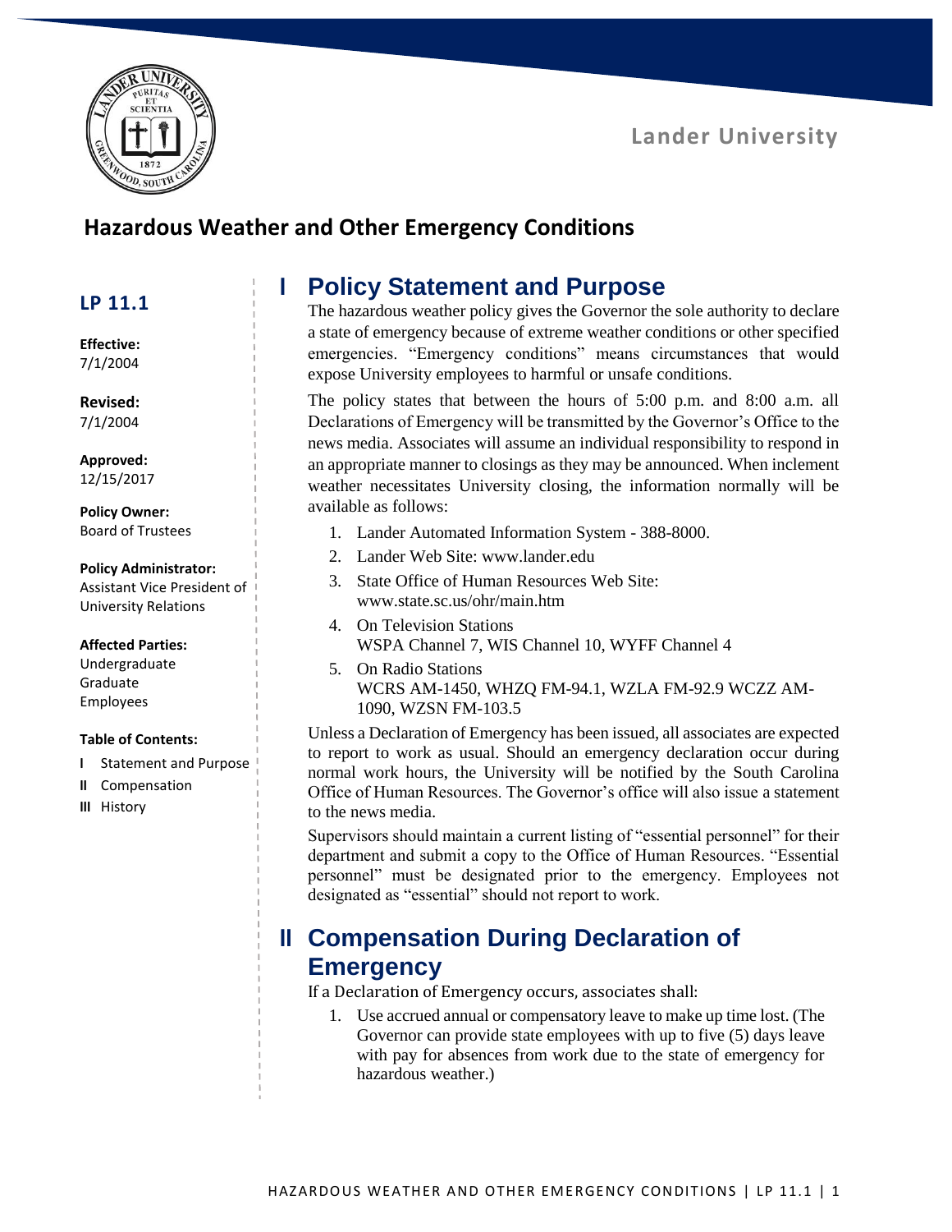Lander University

# Hazardous Weather and Other Emergency Conditions

**LP 11.1**

**Effective:**
7/1/2004

**Revised:**
7/1/2004

**Approved:**
12/15/2017

**Policy Owner:**
Board of Trustees

**Policy Administrator:**
Assistant Vice President of University Relations

**Affected Parties:**
Undergraduate
Graduate
Employees

**Table of Contents:**

- **I** Statement and Purpose
- **II** Compensation
- **III** History

## I Policy Statement and Purpose

The hazardous weather policy gives the Governor the sole authority to declare a state of emergency because of extreme weather conditions or other specified emergencies. "Emergency conditions" means circumstances that would expose University employees to harmful or unsafe conditions.

The policy states that between the hours of 5:00 p.m. and 8:00 a.m. all Declarations of Emergency will be transmitted by the Governor's Office to the news media. Associates will assume an individual responsibility to respond in an appropriate manner to closings as they may be announced. When inclement weather necessitates University closing, the information normally will be available as follows:

1. Lander Automated Information System - 388-8000.
2. Lander Web Site: www.lander.edu
3. State Office of Human Resources Web Site: www.state.sc.us/ohr/main.htm
4. On Television Stations
   WSPA Channel 7, WIS Channel 10, WYFF Channel 4
5. On Radio Stations
   WCRS AM-1450, WHZQ FM-94.1, WZLA FM-92.9 WCZZ AM-1090, WZSN FM-103.5

Unless a Declaration of Emergency has been issued, all associates are expected to report to work as usual. Should an emergency declaration occur during normal work hours, the University will be notified by the South Carolina Office of Human Resources. The Governor's office will also issue a statement to the news media.

Supervisors should maintain a current listing of "essential personnel" for their department and submit a copy to the Office of Human Resources. "Essential personnel" must be designated prior to the emergency. Employees not designated as "essential" should not report to work.

## II Compensation During Declaration of Emergency

If a Declaration of Emergency occurs, associates shall:

1. Use accrued annual or compensatory leave to make up time lost. (The Governor can provide state employees with up to five (5) days leave with pay for absences from work due to the state of emergency for hazardous weather.)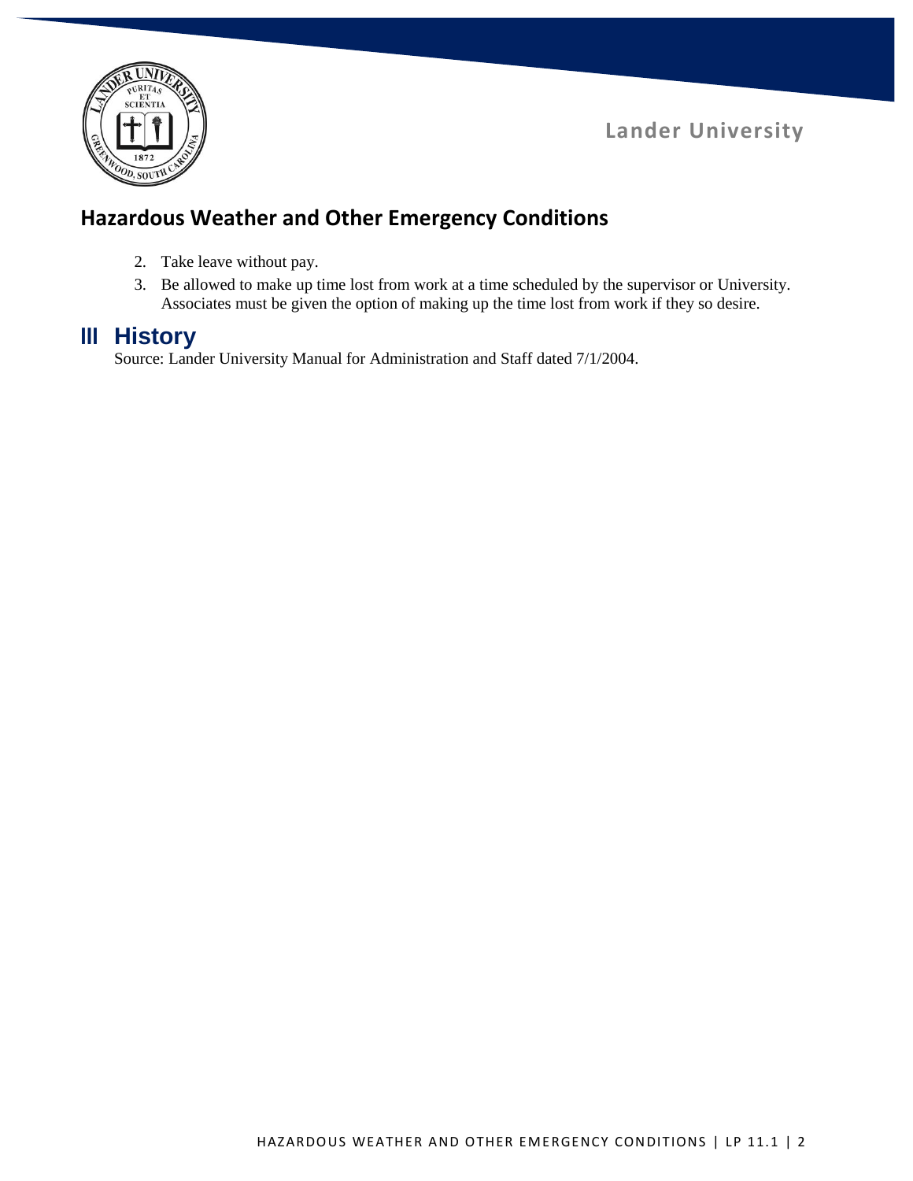## Hazardous Weather and Other Emergency Conditions

2. Take leave without pay.
3. Be allowed to make up time lost from work at a time scheduled by the supervisor or University. Associates must be given the option of making up the time lost from work if they so desire.

# III History

Source: Lander University Manual for Administration and Staff dated 7/1/2004.